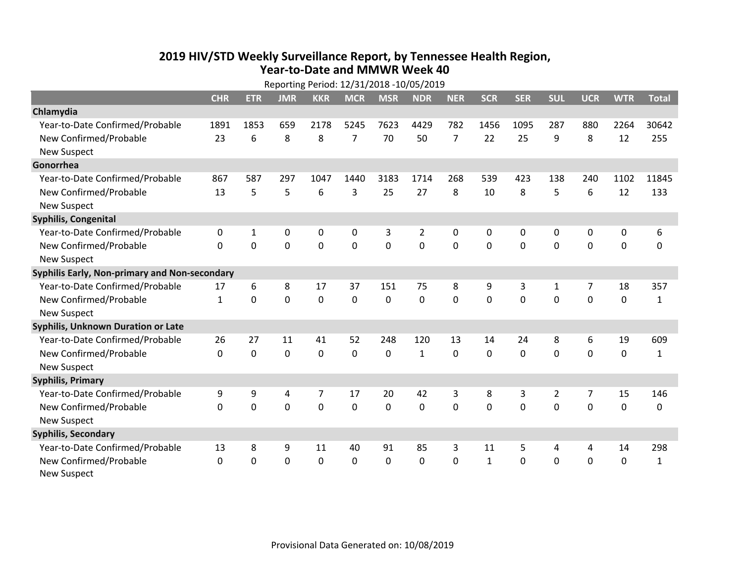# 2019 HIV/STD Weekly Surveillance Report, by Tennessee Health Region, Year-to-Date and MMWR Week 40

Reporting Period: 12/31/2018 -10/05/2019

| | CHR | ETR | JMR | KKR | MCR | MSR | NDR | NER | SCR | SER | SUL | UCR | WTR | Total |
|---|---|---|---|---|---|---|---|---|---|---|---|---|---|---|
| **Chlamydia** | | | | | | | | | | | | | | |
| Year-to-Date Confirmed/Probable | 1891 | 1853 | 659 | 2178 | 5245 | 7623 | 4429 | 782 | 1456 | 1095 | 287 | 880 | 2264 | 30642 |
| New Confirmed/Probable | 23 | 6 | 8 | 8 | 7 | 70 | 50 | 7 | 22 | 25 | 9 | 8 | 12 | 255 |
| New Suspect | | | | | | | | | | | | | | |
| **Gonorrhea** | | | | | | | | | | | | | | |
| Year-to-Date Confirmed/Probable | 867 | 587 | 297 | 1047 | 1440 | 3183 | 1714 | 268 | 539 | 423 | 138 | 240 | 1102 | 11845 |
| New Confirmed/Probable | 13 | 5 | 5 | 6 | 3 | 25 | 27 | 8 | 10 | 8 | 5 | 6 | 12 | 133 |
| New Suspect | | | | | | | | | | | | | | |
| **Syphilis, Congenital** | | | | | | | | | | | | | | |
| Year-to-Date Confirmed/Probable | 0 | 1 | 0 | 0 | 0 | 3 | 2 | 0 | 0 | 0 | 0 | 0 | 0 | 6 |
| New Confirmed/Probable | 0 | 0 | 0 | 0 | 0 | 0 | 0 | 0 | 0 | 0 | 0 | 0 | 0 | 0 |
| New Suspect | | | | | | | | | | | | | | |
| **Syphilis Early, Non-primary and Non-secondary** | | | | | | | | | | | | | | |
| Year-to-Date Confirmed/Probable | 17 | 6 | 8 | 17 | 37 | 151 | 75 | 8 | 9 | 3 | 1 | 7 | 18 | 357 |
| New Confirmed/Probable | 1 | 0 | 0 | 0 | 0 | 0 | 0 | 0 | 0 | 0 | 0 | 0 | 0 | 1 |
| New Suspect | | | | | | | | | | | | | | |
| **Syphilis, Unknown Duration or Late** | | | | | | | | | | | | | | |
| Year-to-Date Confirmed/Probable | 26 | 27 | 11 | 41 | 52 | 248 | 120 | 13 | 14 | 24 | 8 | 6 | 19 | 609 |
| New Confirmed/Probable | 0 | 0 | 0 | 0 | 0 | 0 | 1 | 0 | 0 | 0 | 0 | 0 | 0 | 1 |
| New Suspect | | | | | | | | | | | | | | |
| **Syphilis, Primary** | | | | | | | | | | | | | | |
| Year-to-Date Confirmed/Probable | 9 | 9 | 4 | 7 | 17 | 20 | 42 | 3 | 8 | 3 | 2 | 7 | 15 | 146 |
| New Confirmed/Probable | 0 | 0 | 0 | 0 | 0 | 0 | 0 | 0 | 0 | 0 | 0 | 0 | 0 | 0 |
| New Suspect | | | | | | | | | | | | | | |
| **Syphilis, Secondary** | | | | | | | | | | | | | | |
| Year-to-Date Confirmed/Probable | 13 | 8 | 9 | 11 | 40 | 91 | 85 | 3 | 11 | 5 | 4 | 4 | 14 | 298 |
| New Confirmed/Probable | 0 | 0 | 0 | 0 | 0 | 0 | 0 | 0 | 1 | 0 | 0 | 0 | 0 | 1 |
| New Suspect | | | | | | | | | | | | | | |

Provisional Data Generated on: 10/08/2019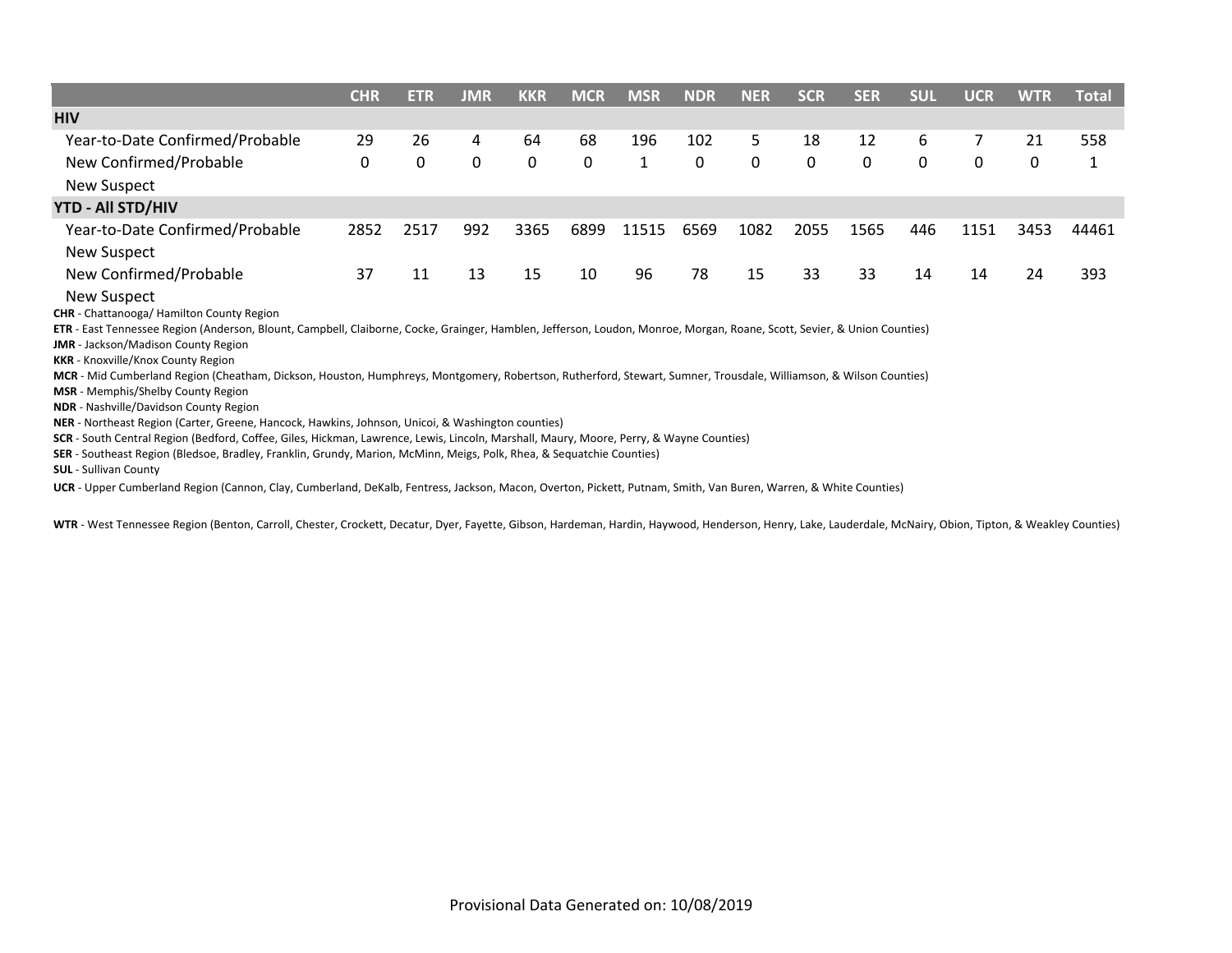| | CHR | ETR | JMR | KKR | MCR | MSR | NDR | NER | SCR | SER | SUL | UCR | WTR | Total |
|---|---|---|---|---|---|---|---|---|---|---|---|---|---|---|
| **HIV** | | | | | | | | | | | | | | |
| Year-to-Date Confirmed/Probable | 29 | 26 | 4 | 64 | 68 | 196 | 102 | 5 | 18 | 12 | 6 | 7 | 21 | 558 |
| New Confirmed/Probable | 0 | 0 | 0 | 0 | 0 | 1 | 0 | 0 | 0 | 0 | 0 | 0 | 0 | 1 |
| New Suspect | | | | | | | | | | | | | | |
| **YTD - All STD/HIV** | | | | | | | | | | | | | | |
| Year-to-Date Confirmed/Probable | 2852 | 2517 | 992 | 3365 | 6899 | 11515 | 6569 | 1082 | 2055 | 1565 | 446 | 1151 | 3453 | 44461 |
| New Suspect | | | | | | | | | | | | | | |
| New Confirmed/Probable | 37 | 11 | 13 | 15 | 10 | 96 | 78 | 15 | 33 | 33 | 14 | 14 | 24 | 393 |
| New Suspect | | | | | | | | | | | | | | |

**CHR** - Chattanooga/ Hamilton County Region

**ETR** - East Tennessee Region (Anderson, Blount, Campbell, Claiborne, Cocke, Grainger, Hamblen, Jefferson, Loudon, Monroe, Morgan, Roane, Scott, Sevier, & Union Counties)

**JMR** - Jackson/Madison County Region

**KKR** - Knoxville/Knox County Region

**MCR** - Mid Cumberland Region (Cheatham, Dickson, Houston, Humphreys, Montgomery, Robertson, Rutherford, Stewart, Sumner, Trousdale, Williamson, & Wilson Counties)

**MSR** - Memphis/Shelby County Region

**NDR** - Nashville/Davidson County Region

**NER** - Northeast Region (Carter, Greene, Hancock, Hawkins, Johnson, Unicoi, & Washington counties)

**SCR** - South Central Region (Bedford, Coffee, Giles, Hickman, Lawrence, Lewis, Lincoln, Marshall, Maury, Moore, Perry, & Wayne Counties)

**SER** - Southeast Region (Bledsoe, Bradley, Franklin, Grundy, Marion, McMinn, Meigs, Polk, Rhea, & Sequatchie Counties)

**SUL** - Sullivan County

**UCR** - Upper Cumberland Region (Cannon, Clay, Cumberland, DeKalb, Fentress, Jackson, Macon, Overton, Pickett, Putnam, Smith, Van Buren, Warren, & White Counties)

**WTR** - West Tennessee Region (Benton, Carroll, Chester, Crockett, Decatur, Dyer, Fayette, Gibson, Hardeman, Hardin, Haywood, Henderson, Henry, Lake, Lauderdale, McNairy, Obion, Tipton, & Weakley Counties)

Provisional Data Generated on: 10/08/2019